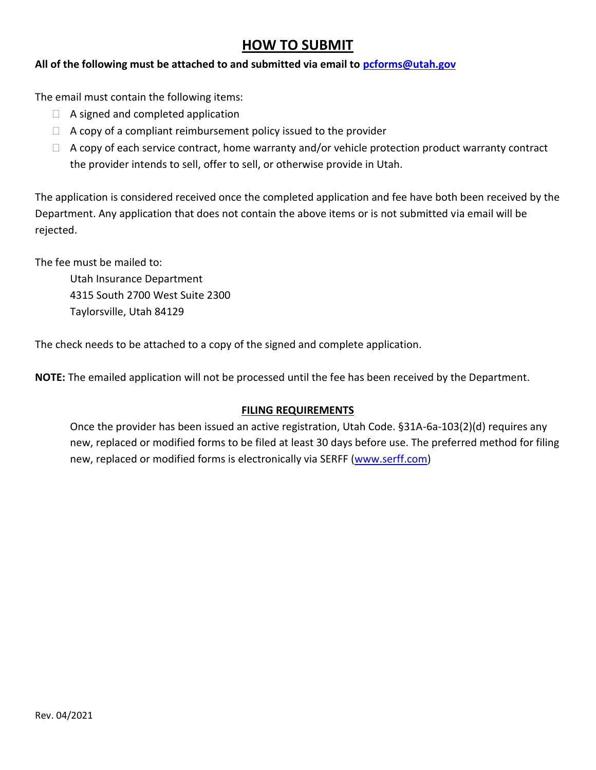# HOW TO SUBMIT

**All of the following must be attached to and submitted via email to [pcforms@utah.gov](mailto:pcforms@utah.gov)**

The email must contain the following items:

- ☐ A signed and completed application
- ☐ A copy of a compliant reimbursement policy issued to the provider
- ☐ A copy of each service contract, home warranty and/or vehicle protection product warranty contract the provider intends to sell, offer to sell, or otherwise provide in Utah.

The application is considered received once the completed application and fee have both been received by the Department. Any application that does not contain the above items or is not submitted via email will be rejected.

The fee must be mailed to:

Utah Insurance Department
4315 South 2700 West Suite 2300
Taylorsville, Utah 84129

The check needs to be attached to a copy of the signed and complete application.

**NOTE:** The emailed application will not be processed until the fee has been received by the Department.

## FILING REQUIREMENTS

Once the provider has been issued an active registration, Utah Code. §31A-6a-103(2)(d) requires any new, replaced or modified forms to be filed at least 30 days before use. The preferred method for filing new, replaced or modified forms is electronically via SERFF ([www.serff.com](http://www.serff.com))

Rev. 04/2021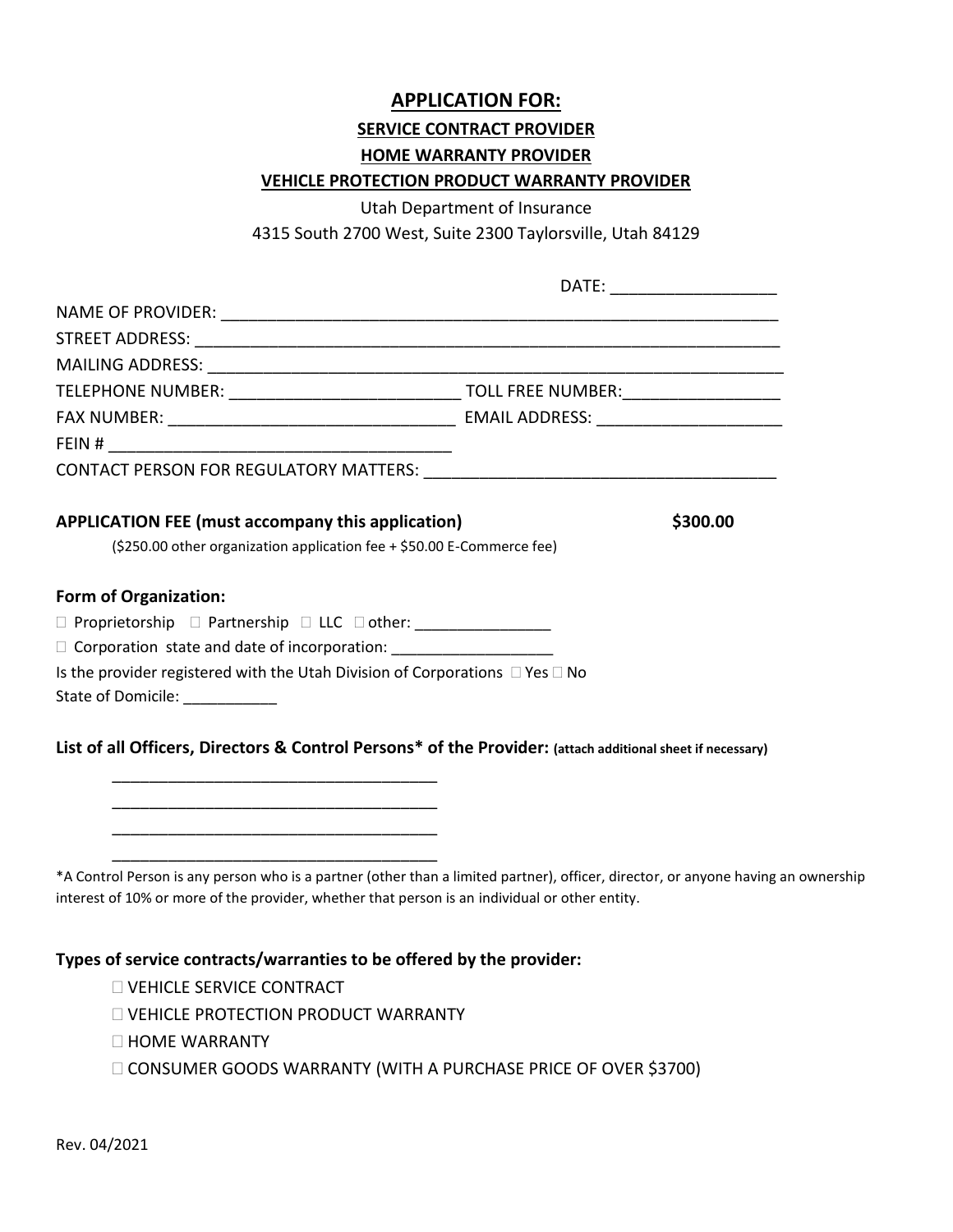# APPLICATION FOR:

## SERVICE CONTRACT PROVIDER

## HOME WARRANTY PROVIDER

## VEHICLE PROTECTION PRODUCT WARRANTY PROVIDER

Utah Department of Insurance

4315 South 2700 West, Suite 2300 Taylorsville, Utah 84129

DATE: __________________

NAME OF PROVIDER: ______________________________________________________________

STREET ADDRESS: ________________________________________________________________

MAILING ADDRESS: _______________________________________________________________

TELEPHONE NUMBER: _________________________ TOLL FREE NUMBER: _________________

FAX NUMBER: _______________________________ EMAIL ADDRESS: ____________________

FEIN # ______________________________________

CONTACT PERSON FOR REGULATORY MATTERS: _____________________________________

**APPLICATION FEE (must accompany this application)** **$300.00**

($250.00 other organization application fee + $50.00 E-Commerce fee)

**Form of Organization:**

☐ Proprietorship ☐ Partnership ☐ LLC ☐ other: ________________

☐ Corporation state and date of incorporation: ___________________

Is the provider registered with the Utah Division of Corporations ☐ Yes ☐ No

State of Domicile: ___________

**List of all Officers, Directors & Control Persons* of the Provider:** **(attach additional sheet if necessary)**

____________________________________

____________________________________

____________________________________

____________________________________

*A Control Person is any person who is a partner (other than a limited partner), officer, director, or anyone having an ownership interest of 10% or more of the provider, whether that person is an individual or other entity.

**Types of service contracts/warranties to be offered by the provider:**

☐ VEHICLE SERVICE CONTRACT

☐ VEHICLE PROTECTION PRODUCT WARRANTY

☐ HOME WARRANTY

☐ CONSUMER GOODS WARRANTY (WITH A PURCHASE PRICE OF OVER $3700)

Rev. 04/2021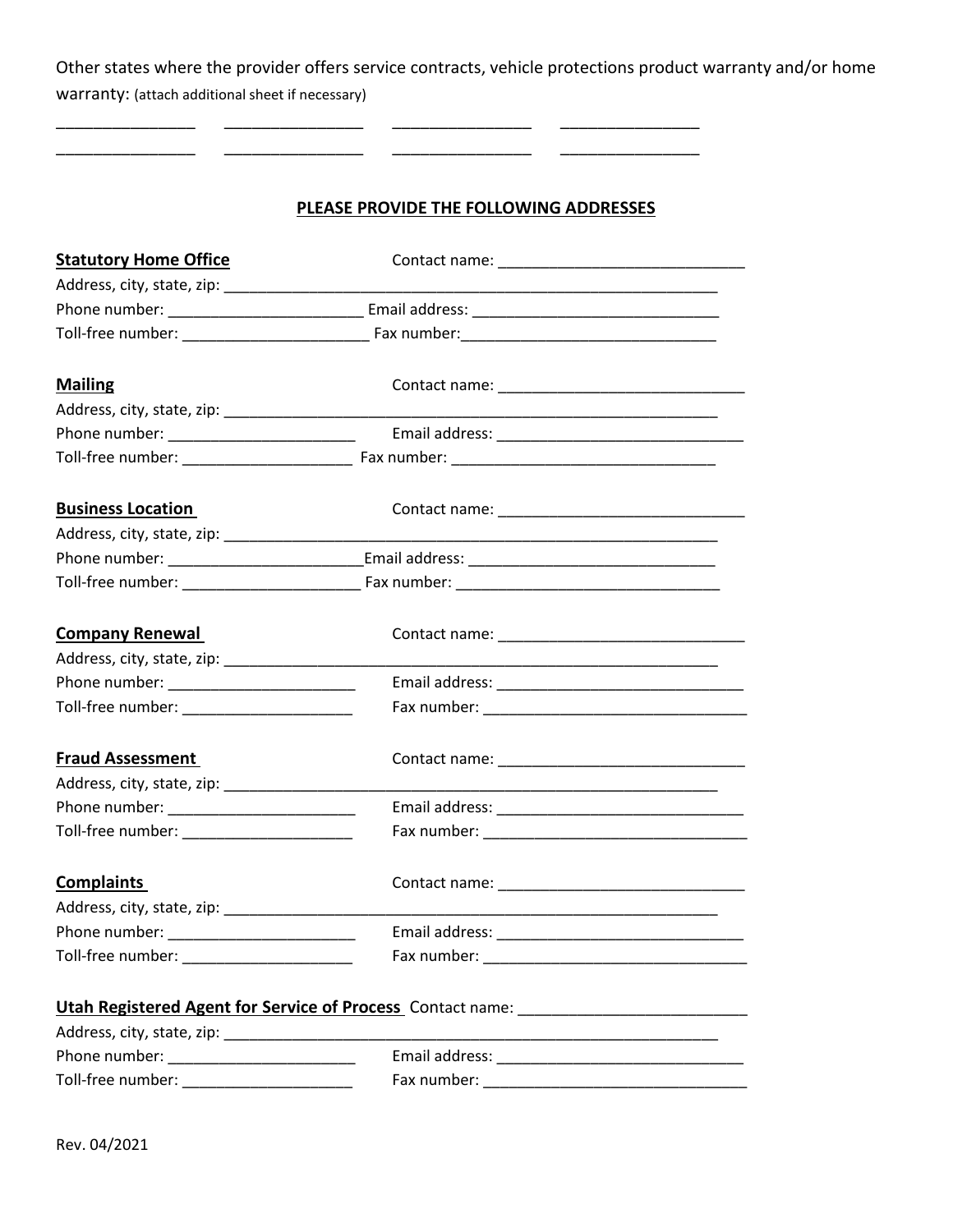Other states where the provider offers service contracts, vehicle protections product warranty and/or home warranty: (attach additional sheet if necessary)

________________ ________________ ________________ ________________
________________ ________________ ________________ ________________

**PLEASE PROVIDE THE FOLLOWING ADDRESSES**

**Statutory Home Office** Contact name: ______________________________
Address, city, state, zip: ______________________________________________________________
Phone number: ________________________ Email address: ______________________________
Toll-free number: _______________________ Fax number:_______________________________

**Mailing** Contact name: ______________________________
Address, city, state, zip: ______________________________________________________________
Phone number: _______________________ Email address: ______________________________
Toll-free number: _____________________ Fax number: ________________________________

**Business Location** Contact name: ______________________________
Address, city, state, zip: ______________________________________________________________
Phone number: ________________________Email address: ______________________________
Toll-free number: ______________________ Fax number: ________________________________

**Company Renewal** Contact name: ______________________________
Address, city, state, zip: ______________________________________________________________
Phone number: _______________________ Email address: ______________________________
Toll-free number: _____________________ Fax number: ________________________________

**Fraud Assessment** Contact name: ______________________________
Address, city, state, zip: ______________________________________________________________
Phone number: _______________________ Email address: ______________________________
Toll-free number: _____________________ Fax number: ________________________________

**Complaints** Contact name: ______________________________
Address, city, state, zip: ______________________________________________________________
Phone number: _______________________ Email address: ______________________________
Toll-free number: _____________________ Fax number: ________________________________

**Utah Registered Agent for Service of Process** Contact name: ___________________________
Address, city, state, zip: ______________________________________________________________
Phone number: _______________________ Email address: ______________________________
Toll-free number: _____________________ Fax number: ________________________________

Rev. 04/2021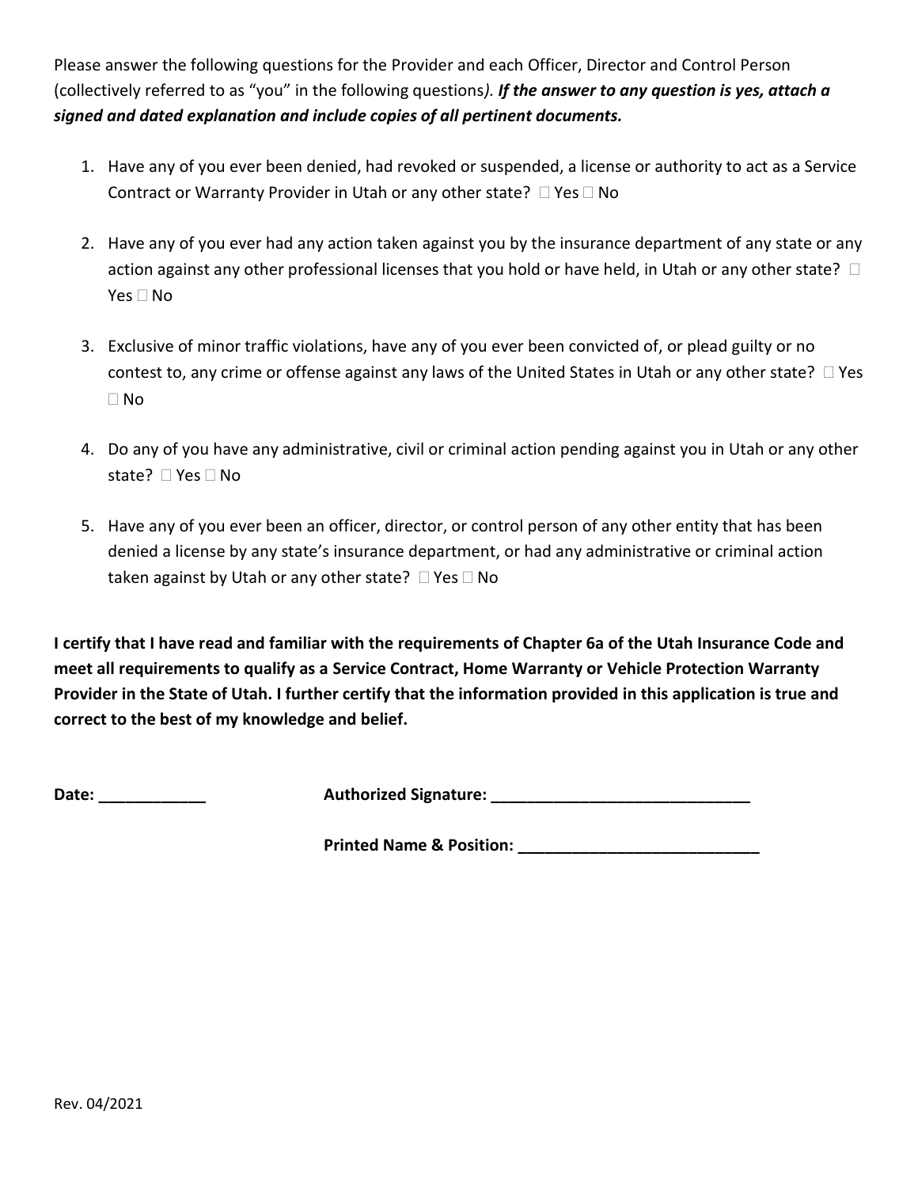Please answer the following questions for the Provider and each Officer, Director and Control Person (collectively referred to as "you" in the following questions*). **If the answer to any question is yes, attach a signed and dated explanation and include copies of all pertinent documents.***

1. Have any of you ever been denied, had revoked or suspended, a license or authority to act as a Service Contract or Warranty Provider in Utah or any other state? ☐ Yes ☐ No

2. Have any of you ever had any action taken against you by the insurance department of any state or any action against any other professional licenses that you hold or have held, in Utah or any other state? ☐ Yes ☐ No

3. Exclusive of minor traffic violations, have any of you ever been convicted of, or plead guilty or no contest to, any crime or offense against any laws of the United States in Utah or any other state? ☐ Yes ☐ No

4. Do any of you have any administrative, civil or criminal action pending against you in Utah or any other state? ☐ Yes ☐ No

5. Have any of you ever been an officer, director, or control person of any other entity that has been denied a license by any state's insurance department, or had any administrative or criminal action taken against by Utah or any other state? ☐ Yes ☐ No

**I certify that I have read and familiar with the requirements of Chapter 6a of the Utah Insurance Code and meet all requirements to qualify as a Service Contract, Home Warranty or Vehicle Protection Warranty Provider in the State of Utah. I further certify that the information provided in this application is true and correct to the best of my knowledge and belief.**

**Date:** ____________ **Authorized Signature:** ______________________________

**Printed Name & Position:** ___________________________

Rev. 04/2021